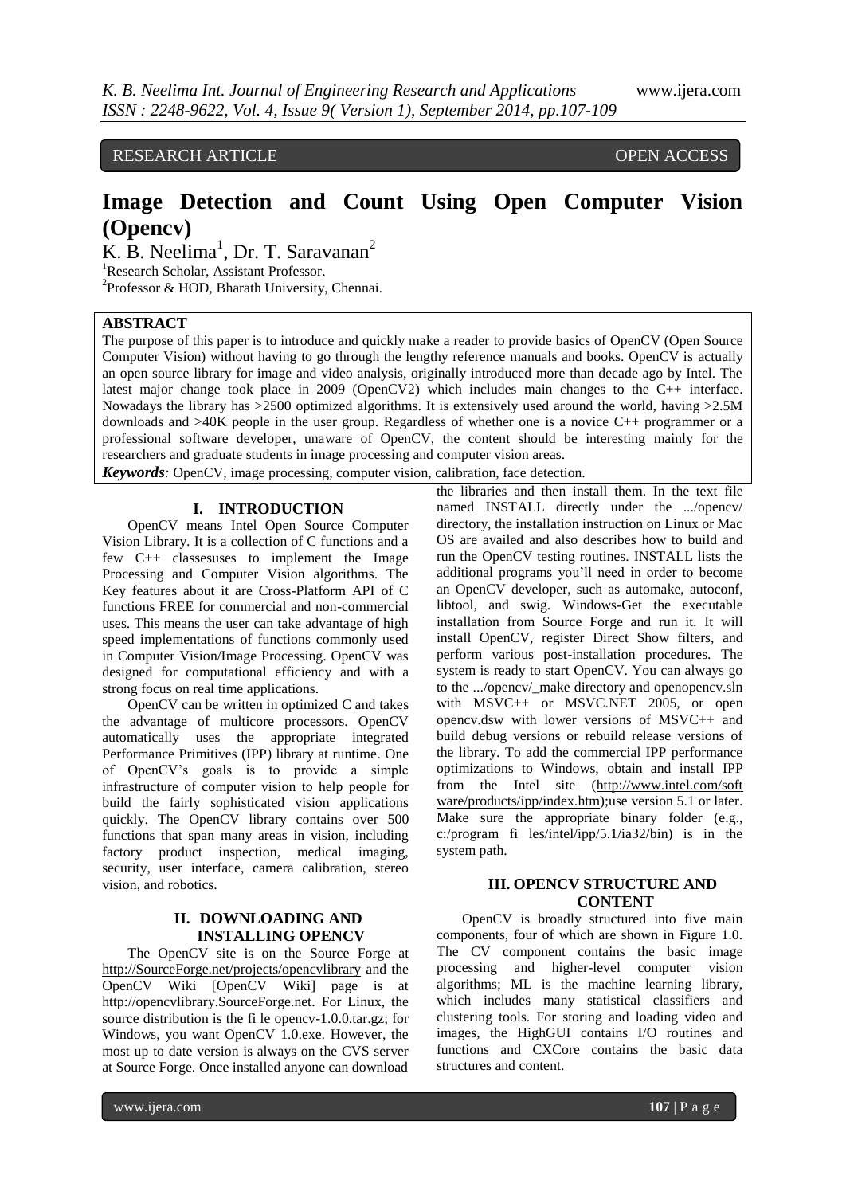RESEARCH ARTICLE OPEN ACCESS

# Image Detection and Count Using Open Computer Vision (Opencv)

K. B. Neelima[1], Dr. T. Saravanan[2]

[1]Research Scholar, Assistant Professor.
[2]Professor & HOD, Bharath University, Chennai.

## ABSTRACT

The purpose of this paper is to introduce and quickly make a reader to provide basics of OpenCV (Open Source Computer Vision) without having to go through the lengthy reference manuals and books. OpenCV is actually an open source library for image and video analysis, originally introduced more than decade ago by Intel. The latest major change took place in 2009 (OpenCV2) which includes main changes to the C++ interface. Nowadays the library has >2500 optimized algorithms. It is extensively used around the world, having >2.5M downloads and >40K people in the user group. Regardless of whether one is a novice C++ programmer or a professional software developer, unaware of OpenCV, the content should be interesting mainly for the researchers and graduate students in image processing and computer vision areas.

***Keywords**:* OpenCV, image processing, computer vision, calibration, face detection.

## I. INTRODUCTION

OpenCV means Intel Open Source Computer Vision Library. It is a collection of C functions and a few C++ classesuses to implement the Image Processing and Computer Vision algorithms. The Key features about it are Cross-Platform API of C functions FREE for commercial and non-commercial uses. This means the user can take advantage of high speed implementations of functions commonly used in Computer Vision/Image Processing. OpenCV was designed for computational efficiency and with a strong focus on real time applications.

OpenCV can be written in optimized C and takes the advantage of multicore processors. OpenCV automatically uses the appropriate integrated Performance Primitives (IPP) library at runtime. One of OpenCV's goals is to provide a simple infrastructure of computer vision to help people for build the fairly sophisticated vision applications quickly. The OpenCV library contains over 500 functions that span many areas in vision, including factory product inspection, medical imaging, security, user interface, camera calibration, stereo vision, and robotics.

## II. DOWNLOADING AND INSTALLING OPENCV

The OpenCV site is on the Source Forge at http://SourceForge.net/projects/opencvlibrary and the OpenCV Wiki [OpenCV Wiki] page is at http://opencvlibrary.SourceForge.net. For Linux, the source distribution is the fi le opencv-1.0.0.tar.gz; for Windows, you want OpenCV 1.0.exe. However, the most up to date version is always on the CVS server at Source Forge. Once installed anyone can download the libraries and then install them. In the text file named INSTALL directly under the .../opencv/ directory, the installation instruction on Linux or Mac OS are availed and also describes how to build and run the OpenCV testing routines. INSTALL lists the additional programs you'll need in order to become an OpenCV developer, such as automake, autoconf, libtool, and swig. Windows-Get the executable installation from Source Forge and run it. It will install OpenCV, register Direct Show filters, and perform various post-installation procedures. The system is ready to start OpenCV. You can always go to the .../opencv/_make directory and openopencv.sln with MSVC++ or MSVC.NET 2005, or open opencv.dsw with lower versions of MSVC++ and build debug versions or rebuild release versions of the library. To add the commercial IPP performance optimizations to Windows, obtain and install IPP from the Intel site (http://www.intel.com/software/products/ipp/index.htm);use version 5.1 or later. Make sure the appropriate binary folder (e.g., c:/program fi les/intel/ipp/5.1/ia32/bin) is in the system path.

## III. OPENCV STRUCTURE AND CONTENT

OpenCV is broadly structured into five main components, four of which are shown in Figure 1.0. The CV component contains the basic image processing and higher-level computer vision algorithms; ML is the machine learning library, which includes many statistical classifiers and clustering tools. For storing and loading video and images, the HighGUI contains I/O routines and functions and CXCore contains the basic data structures and content.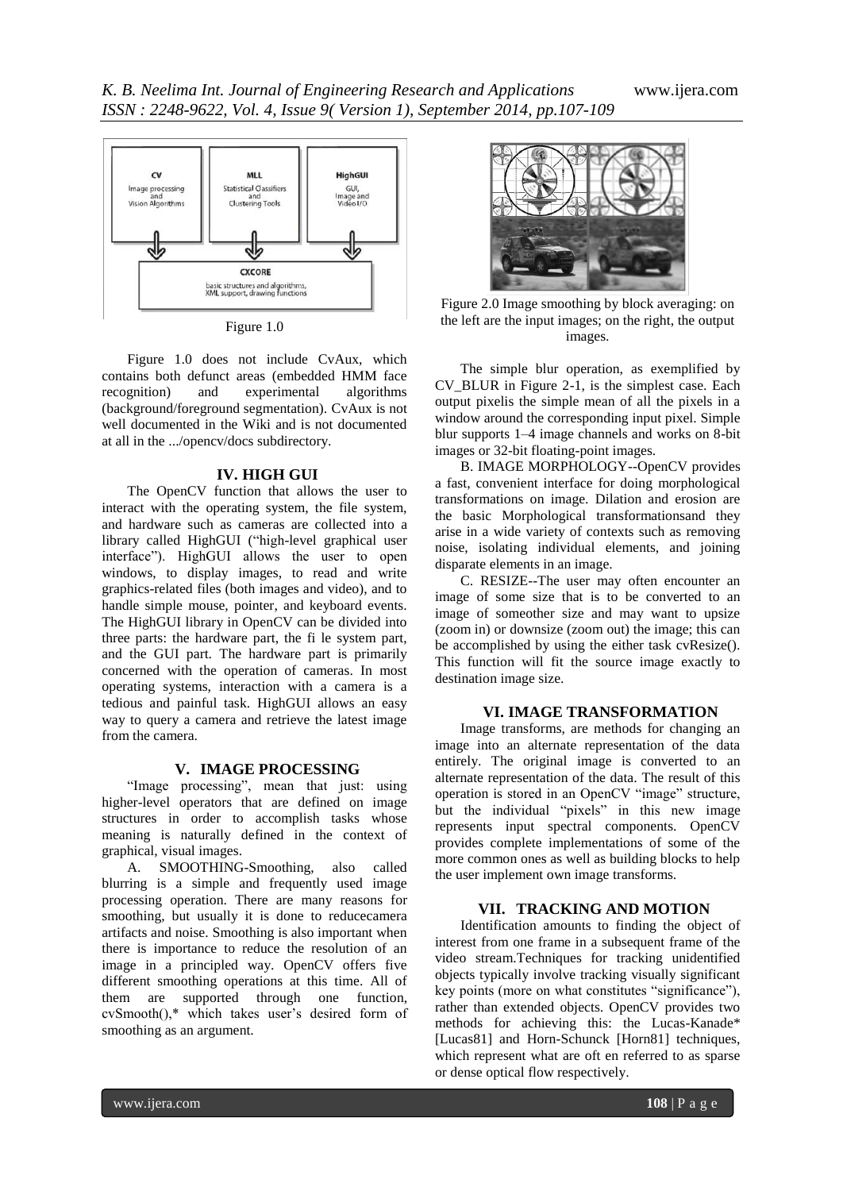Figure 1.0

Figure 1.0 does not include CvAux, which contains both defunct areas (embedded HMM face recognition) and experimental algorithms (background/foreground segmentation). CvAux is not well documented in the Wiki and is not documented at all in the .../opencv/docs subdirectory.

## IV. HIGH GUI

The OpenCV function that allows the user to interact with the operating system, the file system, and hardware such as cameras are collected into a library called HighGUI ("high-level graphical user interface"). HighGUI allows the user to open windows, to display images, to read and write graphics-related files (both images and video), and to handle simple mouse, pointer, and keyboard events. The HighGUI library in OpenCV can be divided into three parts: the hardware part, the fi le system part, and the GUI part. The hardware part is primarily concerned with the operation of cameras. In most operating systems, interaction with a camera is a tedious and painful task. HighGUI allows an easy way to query a camera and retrieve the latest image from the camera.

## V. IMAGE PROCESSING

"Image processing", mean that just: using higher-level operators that are defined on image structures in order to accomplish tasks whose meaning is naturally defined in the context of graphical, visual images.

A. SMOOTHING-Smoothing, also called blurring is a simple and frequently used image processing operation. There are many reasons for smoothing, but usually it is done to reducecamera artifacts and noise. Smoothing is also important when there is importance to reduce the resolution of an image in a principled way. OpenCV offers five different smoothing operations at this time. All of them are supported through one function, cvSmooth(),* which takes user's desired form of smoothing as an argument.

Figure 2.0 Image smoothing by block averaging: on the left are the input images; on the right, the output images.

The simple blur operation, as exemplified by CV_BLUR in Figure 2-1, is the simplest case. Each output pixelis the simple mean of all the pixels in a window around the corresponding input pixel. Simple blur supports 1–4 image channels and works on 8-bit images or 32-bit floating-point images.

B. IMAGE MORPHOLOGY--OpenCV provides a fast, convenient interface for doing morphological transformations on image. Dilation and erosion are the basic Morphological transformationsand they arise in a wide variety of contexts such as removing noise, isolating individual elements, and joining disparate elements in an image.

C. RESIZE--The user may often encounter an image of some size that is to be converted to an image of someother size and may want to upsize (zoom in) or downsize (zoom out) the image; this can be accomplished by using the either task cvResize(). This function will fit the source image exactly to destination image size.

## VI. IMAGE TRANSFORMATION

Image transforms, are methods for changing an image into an alternate representation of the data entirely. The original image is converted to an alternate representation of the data. The result of this operation is stored in an OpenCV "image" structure, but the individual "pixels" in this new image represents input spectral components. OpenCV provides complete implementations of some of the more common ones as well as building blocks to help the user implement own image transforms.

## VII. TRACKING AND MOTION

Identification amounts to finding the object of interest from one frame in a subsequent frame of the video stream.Techniques for tracking unidentified objects typically involve tracking visually significant key points (more on what constitutes "significance"), rather than extended objects. OpenCV provides two methods for achieving this: the Lucas-Kanade* [Lucas81] and Horn-Schunck [Horn81] techniques, which represent what are oft en referred to as sparse or dense optical flow respectively.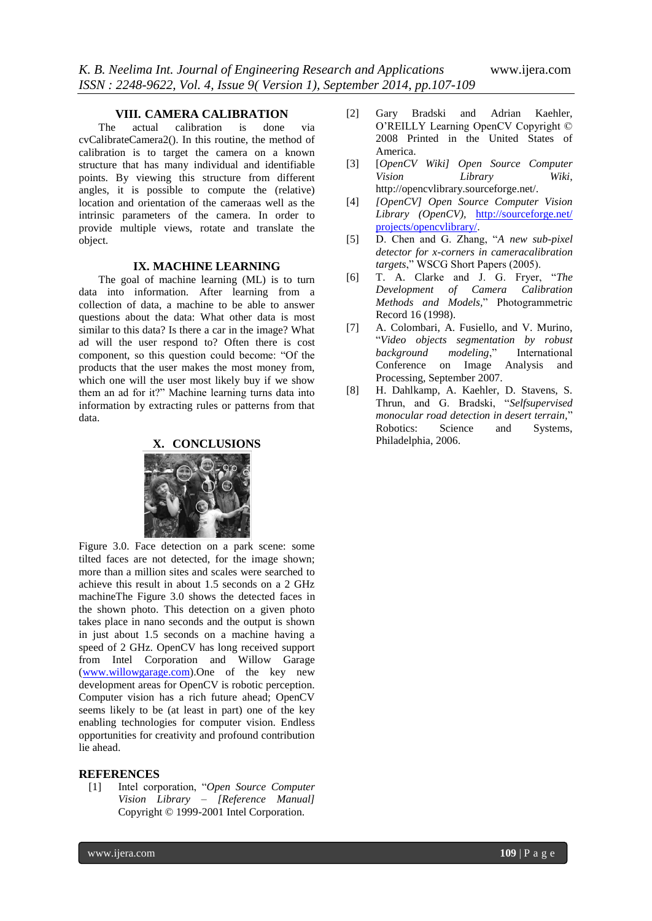## VIII. CAMERA CALIBRATION

The actual calibration is done via cvCalibrateCamera2(). In this routine, the method of calibration is to target the camera on a known structure that has many individual and identifiable points. By viewing this structure from different angles, it is possible to compute the (relative) location and orientation of the cameraas well as the intrinsic parameters of the camera. In order to provide multiple views, rotate and translate the object.

## IX. MACHINE LEARNING

The goal of machine learning (ML) is to turn data into information. After learning from a collection of data, a machine to be able to answer questions about the data: What other data is most similar to this data? Is there a car in the image? What ad will the user respond to? Often there is cost component, so this question could become: "Of the products that the user makes the most money from, which one will the user most likely buy if we show them an ad for it?" Machine learning turns data into information by extracting rules or patterns from that data.

## X. CONCLUSIONS

Figure 3.0. Face detection on a park scene: some tilted faces are not detected, for the image shown; more than a million sites and scales were searched to achieve this result in about 1.5 seconds on a 2 GHz machineThe Figure 3.0 shows the detected faces in the shown photo. This detection on a given photo takes place in nano seconds and the output is shown in just about 1.5 seconds on a machine having a speed of 2 GHz. OpenCV has long received support from Intel Corporation and Willow Garage (www.willowgarage.com).One of the key new development areas for OpenCV is robotic perception. Computer vision has a rich future ahead; OpenCV seems likely to be (at least in part) one of the key enabling technologies for computer vision. Endless opportunities for creativity and profound contribution lie ahead.

## REFERENCES

[1] Intel corporation, "*Open Source Computer Vision Library – [Reference Manual]* Copyright © 1999-2001 Intel Corporation.

[2] Gary Bradski and Adrian Kaehler, O'REILLY Learning OpenCV Copyright © 2008 Printed in the United States of America.

[3] [*OpenCV Wiki] Open Source Computer Vision Library Wiki*, http://opencvlibrary.sourceforge.net/.

[4] *[OpenCV] Open Source Computer Vision Library (OpenCV)*, http://sourceforge.net/projects/opencvlibrary/.

[5] D. Chen and G. Zhang, "*A new sub-pixel detector for x-corners in cameracalibration targets*," WSCG Short Papers (2005).

[6] T. A. Clarke and J. G. Fryer, "*The Development of Camera Calibration Methods and Models*," Photogrammetric Record 16 (1998).

[7] A. Colombari, A. Fusiello, and V. Murino, "*Video objects segmentation by robust background modeling*," International Conference on Image Analysis and Processing, September 2007.

[8] H. Dahlkamp, A. Kaehler, D. Stavens, S. Thrun, and G. Bradski, "*Selfsupervised monocular road detection in desert terrain*," Robotics: Science and Systems, Philadelphia, 2006.